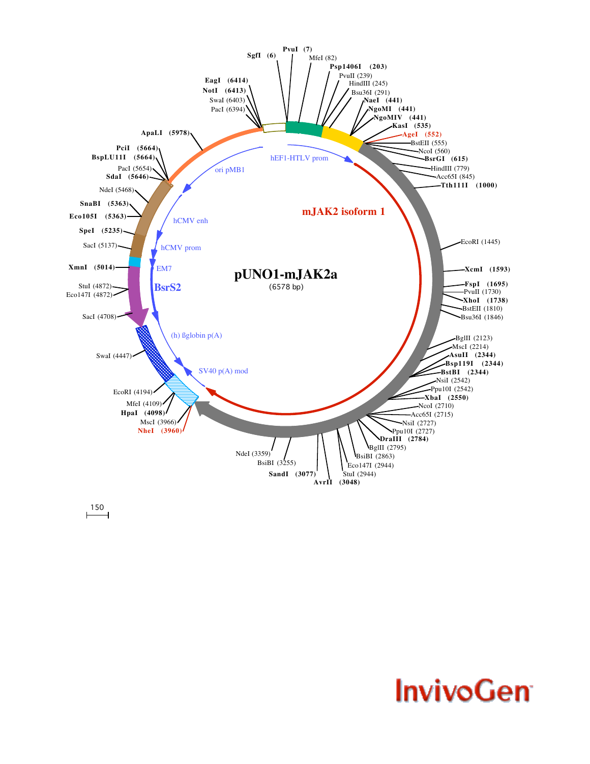pUNO1-mJAK2a
(6578 bp)

SgfI (6)
PvuI (7)
MfeI (82)
Psp1406I (203)
PvuII (239)
HindIII (245)
Bsu36I (291)
NaeI (441)
NgoMI (441)
NgoMIV (441)
KasI (535)
AgeI (552)
BstEII (555)
NcoI (560)
BsrGI (615)
HindIII (779)
Acc65I (845)
Tth111I (1000)
EcoRI (1445)
XcmI (1593)
FspI (1695)
PvuII (1730)
XhoI (1738)
BstEII (1810)
Bsu36I (1846)
BglII (2123)
MscI (2214)
AsuII (2344)
Bsp119I (2344)
BstBI (2344)
NsiI (2542)
Ppu10I (2542)
XbaI (2550)
NcoI (2710)
Acc65I (2715)
NsiI (2727)
Ppu10I (2727)
DraIII (2784)
BglII (2795)
BsiBI (2863)
Eco147I (2944)
StuI (2944)
AvrII (3048)
SandI (3077)
BsiBI (3255)
NdeI (3359)
NheI (3960)
MscI (3966)
HpaI (4098)
MfeI (4109)
EcoRI (4194)
SwaI (4447)
SacI (4708)
Eco147I (4872)
StuI (4872)
XmnI (5014)
SacI (5137)
SpeI (5235)
Eco105I (5363)
SnaBI (5363)
NdeI (5468)
SdaI (5646)
PacI (5654)
BspLU11I (5664)
PciI (5664)
ApaLI (5978)
PacI (6394)
SwaI (6403)
NotI (6413)
EagI (6414)

hEF1-HTLV prom
mJAK2 isoform 1
SV40 p(A) mod
(h) ßglobin p(A)
BsrS2
EM7
hCMV prom
hCMV enh
ori pMB1

150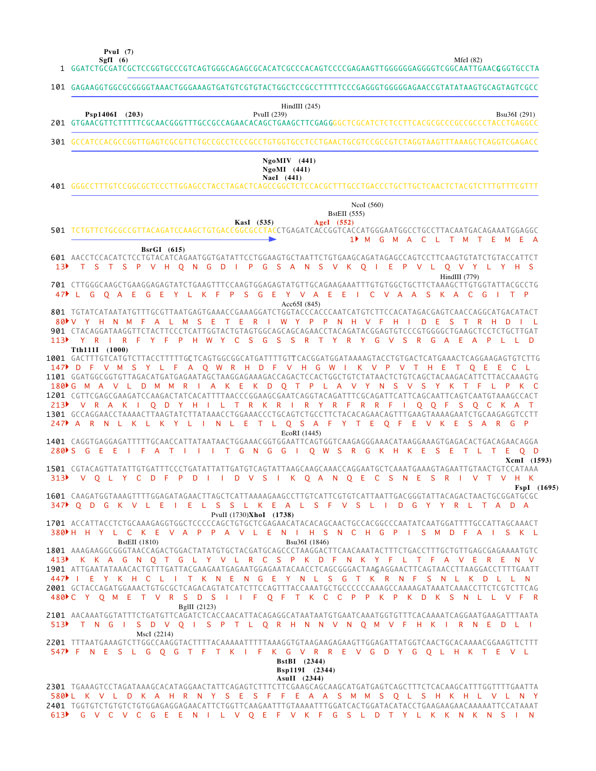```
                PvuI  (7)
               SgfI  (6)                                                                              MfeI (82)
   1 GGATCTGCGATCGCTCCGGTGCCCGTCAGTGGGCAGAGCGCACATCGCCCACAGTCCCCGAGAAGTTGGGGGGAGGGGTCGGCAATTGAACGGGTGCCTA

 101 GAGAAGGTGGCGCGGGGTAAACTGGGAAAGTGATGTCGTGTACTGGCTCCGCCTTTTTCCCGAGGGTGGGGGAGAACCGTATATAAGTGCAGTAGTCGCC

                                                                   HindIII (245)
     Psp1406I  (203)                                 PvuII (239)                                       Bsu36I (291)
 201 GTGAACGTTCTTTTTCGCAACGGGTTTGCCGCCAGAACACAGCTGAAGCTTCGAGGGGCTCGCATCTCTCCTTCACGCGCCCGCCGCCCTACCTGAGGCC

 301 GCCATCCACGCCGGTTGAGTCGCGTTCTGCCGCCTCCCGCCTGTGGTGCCTCCTGAACTGCGTCCGCCGTCTAGGTAAGTTTAAAGCTCAGGTCGAGACC

                                                            NgoMIV  (441)
                                                            NgoMI  (441)
                                                            NaeI  (441)
 401 GGGCCTTTGTCCGGCGCTCCCTTGGAGCCTACCTAGACTCAGCCGGCTCTCCACGCTTTGCCTGACCCTGCTTGCTCAACTCTACGTCTTTGTTTCGTTT

                                                                                   NcoI (560)
                                                                              BstEII (555)
                                                        KasI  (535)          AgeI  (552)
 501 TCTGTTCTGCGCCGTTACAGATCCAAGCTGTGACCGGCGCCTACCTGAGATCACCGGTCACCATGGGAATGGCCTGCCTTACAATGACAGAAATGGAGGC
                                                                                   1▸ M  G  M  A  C  L  T  M  T  E  M  E  A
                                  BsrGI  (615)
 601 AACCTCCACATCTCCTGTACATCAGAATGGTGATATTCCTGGAAGTGCTAATTCTGTGAAGCAGATAGAGCCAGTCCTTCAAGTGTATCTGTACCATTCT
  13▸  T  S  T  S  P  V  H  Q  N  G  D  I  P  G  S  A  N  S  V  K  Q  I  E  P  V  L  Q  V  Y  L  Y  H  S
                                                                                                 HindIII (779)
 701 CTTGGGCAAGCTGAAGGAGAGTATCTGAAGTTTCCAAGTGGAGAGTATGTTGCAGAAGAAATTTGTGTGGCTGCTTCTAAAGCTTGTGGTATTACGCCTG
  47▸ L  G  Q  A  E  G  E  Y  L  K  F  P  S  G  E  Y  V  A  E  E  I  C  V  A  A  S  K  A  C  G  I  T  P
                                                                    Acc65I (845)
 801 TGTATCATAATATGTTTGCGTTAATGAGTGAAACCGAAAGGATCTGGTACCCACCCAATCATGTCTTCCACATAGACGAGTCAACCAGGCATGACATACT
  80▸V  Y  H  N  M  F  A  L  M  S  E  T  E  R  I  W  Y  P  P  N  H  V  F  H  I  D  E  S  T  R  H  D  I  L
 901 CTACAGGATAAGGTTCTACTTCCCTCATTGGTACTGTAGTGGCAGCAGCAGAACCTACAGATACGGAGTGTCCCGTGGGGCTGAAGCTCCTCTGCTTGAT
 113▸  Y  R  I  R  F  Y  F  P  H  W  Y  C  S  G  S  S  R  T  Y  R  Y  G  V  S  R  G  A  E  A  P  L  L  D
     Tth111I  (1000)
1001 GACTTTGTCATGTCTTACCTTTTTGCTCAGTGGCGGCATGATTTTGTTCACGGATGGATAAAAGTACCTGTGACTCATGAAACTCAGGAAGAGTGTCTTG
 147▸ D  F  V  M  S  Y  L  F  A  Q  W  R  H  D  F  V  H  G  W  I  K  V  P  V  T  H  E  T  Q  E  E  C  L
1101 GGATGGCGGTGTTAGACATGATGAGAATAGCTAAGGAGAAAGACCAGACTCCACTGGCTGTCTATAACTCTGTCAGCTACAAGACATTCTTACCAAAGTG
 180▸G  M  A  V  L  D  M  M  R  I  A  K  E  K  D  Q  T  P  L  A  V  Y  N  S  V  S  Y  K  T  F  L  P  K  C
1201 CGTTCGAGCGAAGATCCAAGACTATCACATTTTAACCCGGAAGCGAATCAGGTACAGATTTCGCAGATTCATTCAGCAATTCAGTCAATGTAAAGCCACT
 213▸  V  R  A  K  I  Q  D  Y  H  I  L  T  R  K  R  I  R  Y  R  F  R  R  F  I  Q  Q  F  S  Q  C  K  A  T
1301 GCCAGGAACCTAAAACTTAAGTATCTTATAAACCTGGAAACCCTGCAGTCTGCCTTCTACACAGAACAGTTTGAAGTAAAAGAATCTGCAAGAGGTCCTT
 247▸ A  R  N  L  K  L  K  Y  L  I  N  L  E  T  L  Q  S  A  F  Y  T  E  Q  F  E  V  K  E  S  A  R  G  P
                                                                    EcoRI (1445)
1401 CAGGTGAGGAGATTTTTGCAACCATTATAATAACTGGAAACGGTGGAATTCAGTGGTCAAGAGGGAAACATAAGGAAAGTGAGACACTGACAGAACAGGA
 280▸S  G  E  E  I  F  A  T  I  I  I  T  G  N  G  G  I  Q  W  S  R  G  K  H  K  E  S  E  T  L  T  E  Q  D
                                                                                                   XcmI  (1593)
1501 CGTACAGTTATATTGTGATTTCCCTGATATTATTGATGTCAGTATTAAGCAAGCAAACCAGGAATGCTCAAATGAAAGTAGAATTGTAACTGTCCATAAA
 313▸  V  Q  L  Y  C  D  F  P  D  I  I  D  V  S  I  K  Q  A  N  Q  E  C  S  N  E  S  R  I  V  T  V  H  K
                                                                                                   FspI  (1695)
1601 CAAGATGGTAAAGTTTTGGAGATAGAACTTAGCTCATTAAAAGAAGCCTTGTCATTCGTGTCATTAATTGACGGGTATTACAGACTAACTGCGGATGCGC
 347▸ Q  D  G  K  V  L  E  I  E  L  S  S  L  K  E  A  L  S  F  V  S  L  I  D  G  Y  Y  R  L  T  A  D  A
                                                  PvuII (1730)XhoI  (1738)
1701 ACCATTACCTCTGCAAAGAGGTGGCTCCCCCAGCTGTGCTCGAGAACATACACAGCAACTGCCACGGCCCAATATCAATGGATTTTGCCATTAGCAAACT
 380▸H  H  Y  L  C  K  E  V  A  P  P  A  V  L  E  N  I  H  S  N  C  H  G  P  I  S  M  D  F  A  I  S  K  L
                              BstEII (1810)                        Bsu36I (1846)
1801 AAAGAAGGCGGGTAACCAGACTGGACTATATGTGCTACGATGCAGCCCTAAGGACTTCAACAAATACTTTCTGACCTTTGCTGTTGAGCGAGAAAATGTC
 413▸  K  K  A  G  N  Q  T  G  L  Y  V  L  R  C  S  P  K  D  F  N  K  Y  F  L  T  F  A  V  E  R  E  N  V
1901 ATTGAATATAAACACTGTTTGATTACGAAGAATGAGAATGGAGAATACAACCTCAGCGGGACTAAGAGGAACTTCAGTAACCTTAAGGACCTTTTGAATT
 447▸ I  E  Y  K  H  C  L  I  T  K  N  E  N  G  E  Y  N  L  S  G  T  K  R  N  F  S  N  L  K  D  L  L  N
2001 GCTACCAGATGGAAACTGTGCGCTCAGACAGTATCATCTTCCAGTTTACCAAATGCTGCCCCCCAAAGCCAAAAGATAAATCAAACCTTCTCGTCTTCAG
 480▸C  Y  Q  M  E  T  V  R  S  D  S  I  I  F  Q  F  T  K  C  C  P  P  K  P  K  D  K  S  N  L  L  V  F  R
                                            BglII (2123)
2101 AACAAATGGTATTTCTGATGTTCAGATCTCACCAACATTACAGAGGCATAATAATGTGAATCAAATGGTGTTTCACAAAATCAGGAATGAAGATTTAATA
 513▸  T  N  G  I  S  D  V  Q  I  S  P  T  L  Q  R  H  N  N  V  N  Q  M  V  F  H  K  I  R  N  E  D  L  I
                                  MscI (2214)
2201 TTTAATGAAAGTCTTGGCCAAGGTACTTTTACAAAAATTTTTAAAGGTGTAAGAAGAGAAGTTGGAGATTATGGTCAACTGCACAAAACGGAAGTTCTTT
 547▸ F  N  E  S  L  G  Q  G  T  F  T  K  I  F  K  G  V  R  R  E  V  G  D  Y  G  Q  L  H  K  T  E  V  L
                                                                    BstBI  (2344)
                                                                    Bsp119I  (2344)
                                                                    AsuII  (2344)
2301 TGAAAGTCCTAGATAAAGCACATAGGAACTATTCAGAGTCTTTCTTCGAAGCAGCAAGCATGATGAGTCAGCTTTCTCACAAGCATTTGGTTTTGAATTA
 580▸L  K  V  L  D  K  A  H  R  N  Y  S  E  S  F  F  E  A  A  S  M  M  S  Q  L  S  H  K  H  L  V  L  N  Y
2401 TGGTGTCTGTGTCTGTGGAGAGGAGAACATTCTGGTTCAAGAATTTGTAAAATTTGGATCACTGGATACATACCTGAAGAAGAACAAAAATTCCATAAAT
 613▸  G  V  C  V  C  G  E  E  N  I  L  V  Q  E  F  V  K  F  G  S  L  D  T  Y  L  K  K  N  K  N  S  I  N
```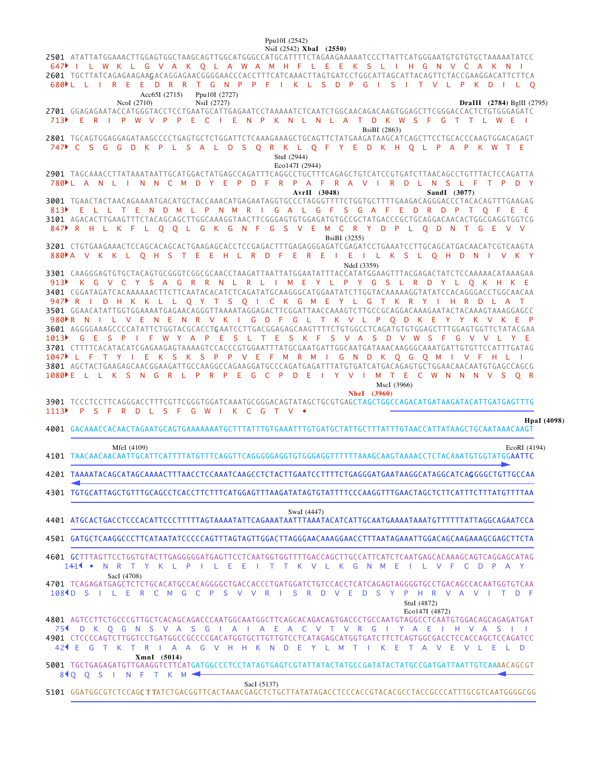```
                                            Ppu10I (2542)
                                            NsiI (2542) XbaI  (2550)
2501  ATATTATGGAAACTTGGAGTGGCTAAGCAGTTGGCATGGGCCATGCATTTTCTAGAAGAAAAATCCCTTATTCATGGGAATGTGTGTGCTAAAAATATCC
 647▸  I  L  W  K  L  G  V  A  K  Q  L  A  W  A  M  H  F  L  E  E  K  S  L  I  H  G  N  V  C  A  K  N  I
2601  TGCTTATCAGAGAAGAAGACAGGAGAACGGGGAACCCACCTTTCATCAAACTTAGTGATCCTGGCATTAGCATTACAGTTCTACCGAAGGACATTCTTCA
 680▸ L  L  I  R  E  E  D  R  R  T  G  N  P  P  F  I  K  L  S  D  P  G  I  S  I  T  V  L  P  K  D  I  L  Q
                    Acc65I (2715)
              NcoI (2710)        Ppu10I (2727)
                                 NsiI (2727)                                       DraIII  (2784) BglII (2795)
2701  GGAGAGAATACCATGGGTACCTCCTGAATGCATTGAGAATCCTAAAAATCTCAATCTGGCAACAGACAAGTGGAGCTTCGGGACCACTCTGTGGGAGATC
 713▸   E  R  I  P  W  V  P  P  E  C  I  E  N  P  K  N  L  N  L  A  T  D  K  W  S  F  G  T  T  L  W  E  I
                                                                                   BsiBI (2863)
2801  TGCAGTGGAGGAGATAAGCCCCTGAGTGCTCTGGATTCTCAAAGAAAGCTGCAGTTCTATGAAGATAAGCATCAGCTTCCTGCACCCAAGTGGACAGAGT
 747▸  C  S  G  G  D  K  P  L  S  A  L  D  S  Q  R  K  L  Q  F  Y  E  D  K  H  Q  L  P  A  P  K  W  T  E
                                            StuI (2944)
                                            Eco147I (2944)
2901  TAGCAAACCTTATAAATAATTGCATGGACTATGAGCCAGATTTCAGGCCTGCTTTCAGAGCTGTCATCCGTGATCTTAACAGCCTGTTTACTCCAGATTA
 780▸ L  A  N  L  I  N  N  C  M  D  Y  E  P  D  F  R  P  A  F  R  A  V  I  R  D  L  N  S  L  F  T  P  D  Y
                                                  AvrII  (3048)                SandI  (3077)
3001  TGAACTACTAACAGAAAATGACATGCTACCAAACATGAGAATAGGTGCCCTAGGGTTTTCTGGTGCTTTTGAAGACAGGGACCCTACACAGTTTGAAGAG
 813▸   E  L  L  T  E  N  D  M  L  P  N  M  R  I  G  A  L  G  F  S  G  A  F  E  D  R  D  P  T  Q  F  E  E
3101  AGACACTTGAAGTTTCTACAGCAGCTTGGCAAAGGTAACTTCGGGAGTGTGGAGATGTGCCGCTATGACCCGCTGCAGGACAACACTGGCGAGGTGGTCG
 847▸  R  H  L  K  F  L  Q  Q  L  G  K  G  N  F  G  S  V  E  M  C  R  Y  D  P  L  Q  D  N  T  G  E  V  V
                                                                BsiBI (3255)
3201  CTGTGAAGAAACTCCAGCACAGCACTGAAGAGCACCTCCGAGACTTTGAGAGGGAGATCGAGATCCTGAAATCCTTGCAGCATGACAACATCGTCAAGTA
 880▸ A  V  K  K  L  Q  H  S  T  E  E  H  L  R  D  F  E  R  E  I  E  I  L  K  S  L  Q  H  D  N  I  V  K  Y
                                                                NdeI (3359)
3301  CAAGGGAGTGTGCTACAGTGCGGGTCGGCGCAACCTAAGATTAATTATGGAATATTTACCATATGGAAGTTTACGAGACTATCTCCAAAAACATAAAGAA
 913▸   K  G  V  C  Y  S  A  G  R  R  N  L  R  L  I  M  E  Y  L  P  Y  G  S  L  R  D  Y  L  Q  K  H  K  E
3401  CGGATAGATCACAAAAAACTTCTTCAATACACATCTCAGATATGCAAGGGCATGGAATATCTTGGTACAAAAAGGTATATCCACAGGGACCTGGCAACAA
 947▸  R  I  D  H  K  K  L  L  Q  Y  T  S  Q  I  C  K  G  M  E  Y  L  G  T  K  R  Y  I  H  R  D  L  A  T
3501  GGAACATATTGGTGGAAAATGAGAACAGGGTTAAAATAGGAGACTTCGGATTAACCAAAGTCTTGCCGCAGGACAAAGAATACTACAAAGTAAAGGAGCC
 980▸ R  N  I  L  V  E  N  E  N  R  V  K  I  G  D  F  G  L  T  K  V  L  P  Q  D  K  E  Y  Y  K  V  K  E  P
3601  AGGGGAAAGCCCCATATTCTGGTACGCACCTGAATCCTTGACGGAGAGCAAGTTTTCTGTGGCCTCAGATGTGTGGAGCTTTGGAGTGGTTCTATACGAA
1013▸   G  E  S  P  I  F  W  Y  A  P  E  S  L  T  E  S  K  F  S  V  A  S  D  V  W  S  F  G  V  V  L  Y  E
3701  CTTTTCACATACATCGAGAAGAGTAAAAGTCCACCCGTGGAATTTATGCGAATGATTGGCAATGATAAACAAGGGCAAATGATTGTGTTCCATTTGATAG
1047▸  L  F  T  Y  I  E  K  S  K  S  P  P  V  E  F  M  R  M  I  G  N  D  K  Q  G  Q  M  I  V  F  H  L  I
3801  AGCTACTGAAGAGCAACGGAAGATTGCCAAGGCCAGAAGGATGCCCAGATGAGATTTATGTGATCATGACAGAGTGCTGGAACAACAATGTGAGCCAGCG
1080▸ E  L  L  K  S  N  G  R  L  P  R  P  E  G  C  P  D  E  I  Y  V  I  M  T  E  C  W  N  N  N  V  S  Q  R
                                                                MscI (3966)
                                                           NheI  (3960)
3901  TCCCTCCTTCAGGGACCTTTCGTTCGGGTGGATCAAATGCGGGACAGTATAGCTGCGTGAGCTAGCTGGCCAGACATGATAAGATACATTGATGAGTTTG
1113▸   P  S  F  R  D  L  S  F  G  W  I  K  C  G  T  V  •
                                                                                               HpaI (4098)
4001  GACAAACCACAACTAGAATGCAGTGAAAAAAATGCTTTATTTGTGAAATTTGTGATGCTATTGCTTTATTTGTAACCATTATAAGCTGCAATAAACAAGT
              MfeI (4109)                                                                  EcoRI (4194)
4101  TAACAACAACAATTGCATTCATTTTATGTTTCAGGTTCAGGGGGAGGTGTGGGAGGTTTTTTAAAGCAAGTAAAACCTCTACAAATGTGGTATGGAATTC
4201  TAAAATACAGCATAGCAAAACTTTAACCTCCAAATCAAGCCTCTACTTGAATCCTTTTCTGAGGGATGAATAAGGCATAGGCATCAGGGGCTGTTGCCAA
4301  TGTGCATTAGCTGTTTGCAGCCTCACCTTCTTTCATGGAGTTTAAGATATAGTGTATTTTCCCAAGGTTTGAACTAGCTCTTCATTTCTTTATGTTTTAA
                                                            SwaI (4447)
4401  ATGCACTGACCTCCCACATTCCCTTTTTAGTAAAATATTCAGAAATAATTTAAATACATCATTGCAATGAAAATAAATGTTTTTTATTAGGCAGAATCCA
4501  GATGCTCAAGGCCCTTCATAATATCCCCCAGTTTAGTAGTTGGACTTAGGGAACAAAGGAACCTTTAATAGAAATTGGACAGCAAGAAAGCGAGCTTCTA
4601  GCTTTAGTTCCTGGTGTACTTGAGGGGGGATGAGTTCCTCAATGGTGGTTTTGACCAGCTTGCCATTCATCTCAATGAGCACAAAGCAGTCAGGAGCATAG
 141◂  •  N  R  T  Y  K  L  P  I  L  E  E  I  T  T  K  V  L  K  G  N  M  E  I  L  V  F  C  D  P  A  Y
          SacI (4708)
4701  TCAGAGATGAGCTCTCTGCACATGCCACAGGGGCTGACCACCCTGATGGATCTGTCCACCTCATCAGAGTAGGGGTGCCTGACAGCCACAATGGTGTCAA
 108◂ D  S  I  L  E  R  C  M  G  C  P  S  V  V  R  I  S  R  D  V  E  D  S  Y  P  H  R  V  A  V  I  T  D  F
                                                                                   StuI (4872)
                                                                                   Eco147I (4872)
4801  AGTCCTTCTGCCCGTTGCTCACAGCAGACCCAATGGCAATGGCTTCAGCACAGACAGTGACCCTGCCAATGTAGGCCTCAATGTGGACAGCAGAGATGAT
  75◂   D  K  Q  G  N  S  V  A  S  G  I  A  I  A  E  A  C  V  T  V  R  G  I  Y  A  E  I  H  V  A  S  I  I
4901  CTCCCCAGTCTTGGTCCTGATGGCCGCCCCGACATGGTGCTTGTTGTCCTCATAGAGCATGGTGATCTTCTCAGTGGCGACCTCCACCAGCTCCAGATCC
  42◂  E  G  T  K  T  R  I  A  A  G  V  H  H  K  N  D  E  Y  L  M  T  I  K  E  T  A  V  E  V  L  E  L  D
              XmnI  (5014)
5001  TGCTGAGAGATGTTGAAGGTCTTCATGATGGCCCTCCTATAGTGAGTCGTATTATACTATGCCGATATACTATGCCGATGATTAATTGTCAAAACAGCGT
   8◂Q  Q  S  I  N  F  T  K  M
                                               SacI (5137)
5101  GGATGGCGTCTCCAGCTTATCTGACGGTTCACTAAACGAGCTCTGCTTATATAGACCTCCCACCGTACACGCCTACCGCCCATTTGCGTCAATGGGGCGG
```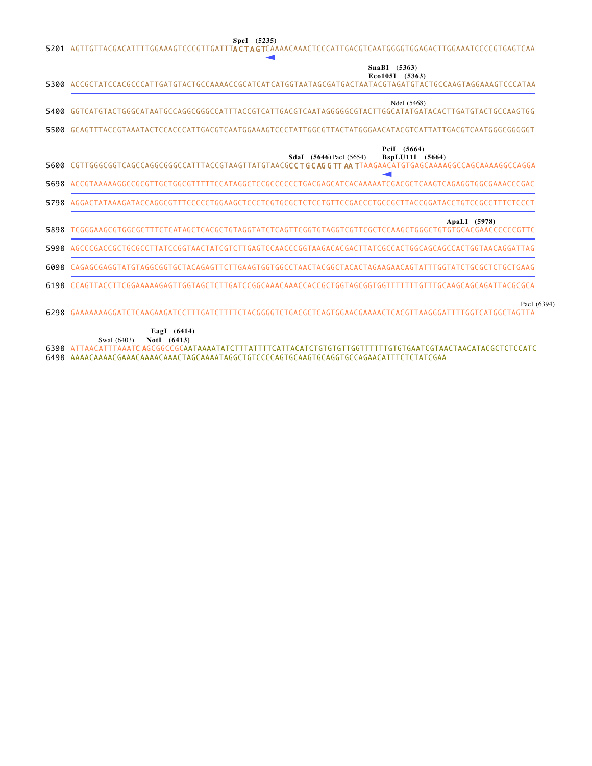SpeI (5235)

5201 AGTTGTTACGACATTTTGGAAAGTCCCGTTGATTTACTAGTCAAAACAAACTCCCATTGACGTCAATGGGGTGGAGACTTGGAAATCCCCGTGAGTCAA

SnaBI (5363)
Eco105I (5363)

5300 ACCGCTATCCACGCCCATTGATGTACTGCCAAAACCGCATCATCATGGTAATAGCGATGACTAATACGTAGATGTACTGCCAAGTAGGAAAGTCCCATAA

NdeI (5468)

5400 GGTCATGTACTGGGCATAATGCCAGGCGGGCCATTTACCGTCATTGACGTCAATAGGGGGCGTACTTGGCATATGATACACTTGATGTACTGCCAAGTGG

5500 GCAGTTTACCGTAAATACTCCACCCATTGACGTCAATGGAAAGTCCCTATTGGCGTTACTATGGGAACATACGTCATTATTGACGTCAATGGGCGGGGGT

PciI (5664)
SdaI (5646) PacI (5654) BspLU11I (5664)

5600 CGTTGGGCGGTCAGCCAGGCGGGCCATTTACCGTAAGTTATGTAACGCCTGCAGGTTAATTAAGAACATGTGAGCAAAAGGCCAGCAAAAGGCCAGGA

5698 ACCGTAAAAAGGCCGCGTTGCTGGCGTTTTTCCATAGGCTCCGCCCCCCTGACGAGCATCACAAAAATCGACGCTCAAGTCAGAGGTGGCGAAACCCGAC

5798 AGGACTATAAAGATACCAGGCGTTTCCCCCTGGAAGCTCCCTCGTGCGCTCTCCTGTTCCGACCCTGCCGCTTACCGGATACCTGTCCGCCTTTCTCCCT

ApaLI (5978)

5898 TCGGGAAGCGTGGCGCTTTCTCATAGCTCACGCTGTAGGTATCTCAGTTCGGTGTAGGTCGTTCGCTCCAAGCTGGGCTGTGTGCACGAACCCCCCGTTC

5998 AGCCCGACCGCTGCGCCTTATCCGGTAACTATCGTCTTGAGTCCAACCCGGTAAGACACGACTTATCGCCACTGGCAGCAGCCACTGGTAACAGGATTAG

6098 CAGAGCGAGGTATGTAGGCGGTGCTACAGAGTTCTTGAAGTGGTGGCCTAACTACGGCTACACTAGAAGAACAGTATTTGGTATCTGCGCTCTGCTGAAG

6198 CCAGTTACCTTCGGAAAAAGAGTTGGTAGCTCTTGATCCGGCAAACAAACCACCGCTGGTAGCGGTGGTTTTTTTGTTTGCAAGCAGCAGATTACGCGCA

PacI (6394)

6298 GAAAAAAAGGATCTCAAGAAGATCCTTTGATCTTTTCTACGGGGTCTGACGCTCAGTGGAACGAAAACTCACGTTAAGGGATTTTGGTCATGGCTAGTTA

EagI (6414)
SwaI (6403) NotI (6413)

6398 ATTAACATTTAAATCAGCGGCCGCAATAAAATATCTTTATTTTCATTACATCTGTGTGTTGGTTTTTTGTGTGAATCGTAACTAACATACGCTCTCCATC

6498 AAAACAAAACGAAACAAAACAAACTAGCAAAATAGGCTGTCCCCAGTGCAAGTGCAGGTGCCAGAACATTTCTCTATCGAA